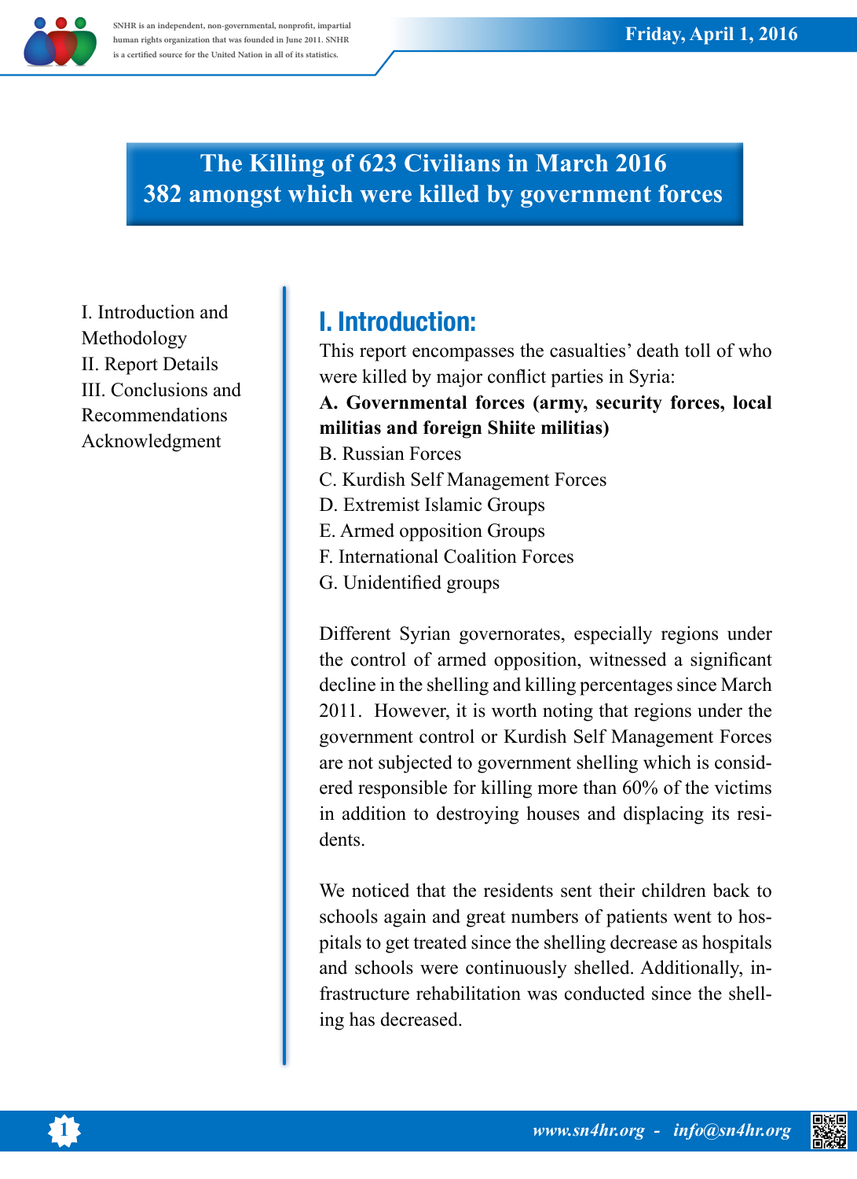# The Killing of 623 Civilians in March 2016
# 382 amongst which were killed by government forces

I. Introduction and Methodology
II. Report Details
III. Conclusions and Recommendations
Acknowledgment

## I. Introduction:

This report encompasses the casualties' death toll of who were killed by major conflict parties in Syria:

**A. Governmental forces (army, security forces, local militias and foreign Shiite militias)**
B. Russian Forces
C. Kurdish Self Management Forces
D. Extremist Islamic Groups
E. Armed opposition Groups
F. International Coalition Forces
G. Unidentified groups

Different Syrian governorates, especially regions under the control of armed opposition, witnessed a significant decline in the shelling and killing percentages since March 2011. However, it is worth noting that regions under the government control or Kurdish Self Management Forces are not subjected to government shelling which is considered responsible for killing more than 60% of the victims in addition to destroying houses and displacing its residents.

We noticed that the residents sent their children back to schools again and great numbers of patients went to hospitals to get treated since the shelling decrease as hospitals and schools were continuously shelled. Additionally, infrastructure rehabilitation was conducted since the shelling has decreased.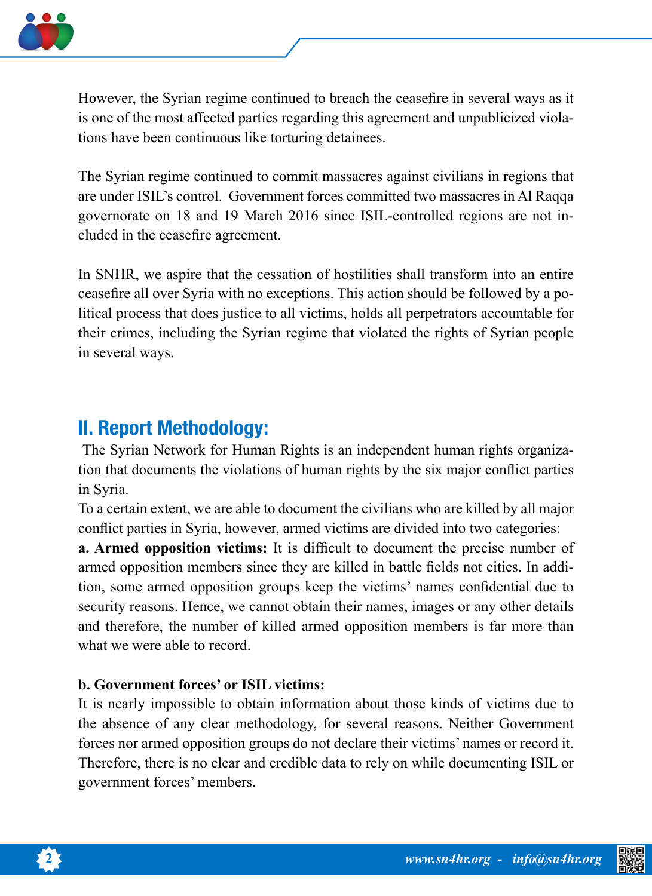However, the Syrian regime continued to breach the ceasefire in several ways as it is one of the most affected parties regarding this agreement and unpublicized violations have been continuous like torturing detainees.

The Syrian regime continued to commit massacres against civilians in regions that are under ISIL's control. Government forces committed two massacres in Al Raqqa governorate on 18 and 19 March 2016 since ISIL-controlled regions are not included in the ceasefire agreement.

In SNHR, we aspire that the cessation of hostilities shall transform into an entire ceasefire all over Syria with no exceptions. This action should be followed by a political process that does justice to all victims, holds all perpetrators accountable for their crimes, including the Syrian regime that violated the rights of Syrian people in several ways.

## II. Report Methodology:

The Syrian Network for Human Rights is an independent human rights organization that documents the violations of human rights by the six major conflict parties in Syria.

To a certain extent, we are able to document the civilians who are killed by all major conflict parties in Syria, however, armed victims are divided into two categories:

**a. Armed opposition victims:** It is difficult to document the precise number of armed opposition members since they are killed in battle fields not cities. In addition, some armed opposition groups keep the victims' names confidential due to security reasons. Hence, we cannot obtain their names, images or any other details and therefore, the number of killed armed opposition members is far more than what we were able to record.

**b. Government forces' or ISIL victims:**

It is nearly impossible to obtain information about those kinds of victims due to the absence of any clear methodology, for several reasons. Neither Government forces nor armed opposition groups do not declare their victims' names or record it. Therefore, there is no clear and credible data to rely on while documenting ISIL or government forces' members.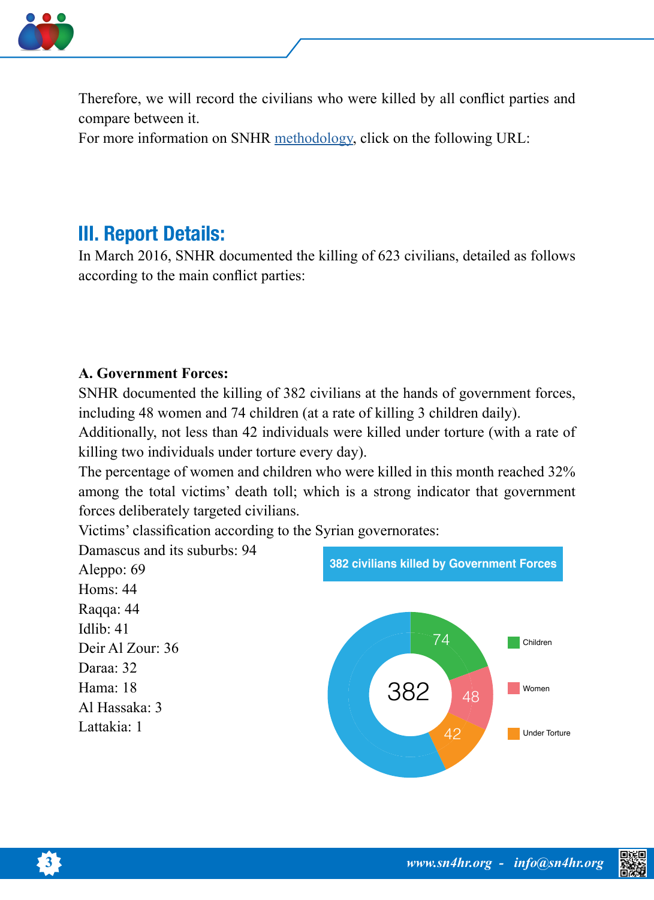Therefore, we will record the civilians who were killed by all conflict parties and compare between it.
For more information on SNHR [methodology](), click on the following URL:

## III. Report Details:

In March 2016, SNHR documented the killing of 623 civilians, detailed as follows according to the main conflict parties:

**A. Government Forces:**

SNHR documented the killing of 382 civilians at the hands of government forces, including 48 women and 74 children (at a rate of killing 3 children daily).
Additionally, not less than 42 individuals were killed under torture (with a rate of killing two individuals under torture every day).
The percentage of women and children who were killed in this month reached 32% among the total victims' death toll; which is a strong indicator that government forces deliberately targeted civilians.
Victims' classification according to the Syrian governorates:

Damascus and its suburbs: 94
Aleppo: 69
Homs: 44
Raqqa: 44
Idlib: 41
Deir Al Zour: 36
Daraa: 32
Hama: 18
Al Hassaka: 3
Lattakia: 1

**382 civilians killed by Government Forces**

| Category | Number |
| --- | --- |
| Total | 382 |
| Children | 74 |
| Women | 48 |
| Under Torture | 42 |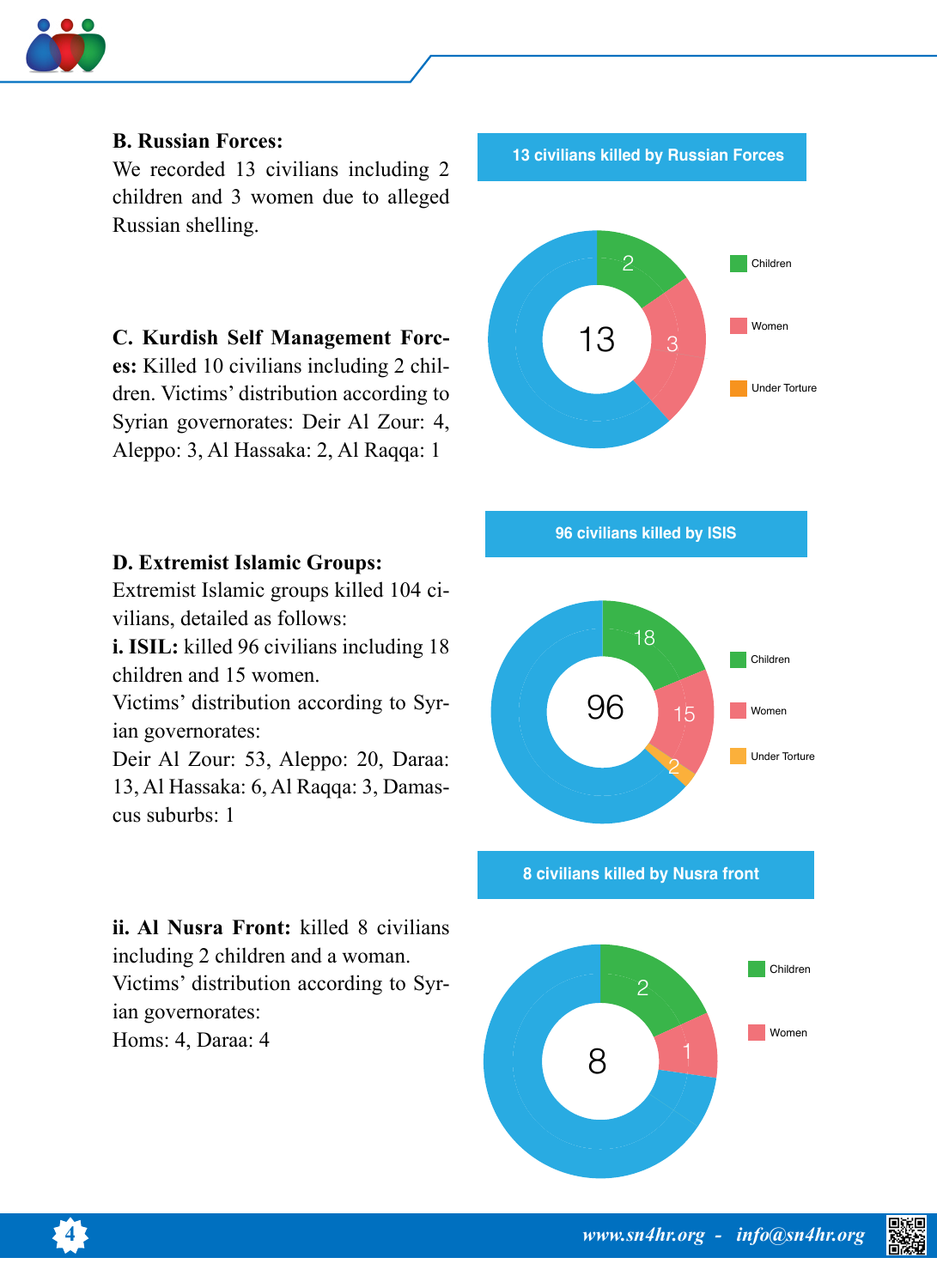**B. Russian Forces:**
We recorded 13 civilians including 2 children and 3 women due to alleged Russian shelling.

13 civilians killed by Russian Forces

| Category | Count |
|---|---|
| Total | 13 |
| Children | 2 |
| Women | 3 |
| Under Torture | |

**C. Kurdish Self Management Forces:** Killed 10 civilians including 2 children. Victims' distribution according to Syrian governorates: Deir Al Zour: 4, Aleppo: 3, Al Hassaka: 2, Al Raqqa: 1

**D. Extremist Islamic Groups:**
Extremist Islamic groups killed 104 civilians, detailed as follows:

**i. ISIL:** killed 96 civilians including 18 children and 15 women.
Victims' distribution according to Syrian governorates:
Deir Al Zour: 53, Aleppo: 20, Daraa: 13, Al Hassaka: 6, Al Raqqa: 3, Damascus suburbs: 1

96 civilians killed by ISIS

| Category | Count |
|---|---|
| Total | 96 |
| Children | 18 |
| Women | 15 |
| Under Torture | 2 |

**ii. Al Nusra Front:** killed 8 civilians including 2 children and a woman.
Victims' distribution according to Syrian governorates:
Homs: 4, Daraa: 4

8 civilians killed by Nusra front

| Category | Count |
|---|---|
| Total | 8 |
| Children | 2 |
| Women | 1 |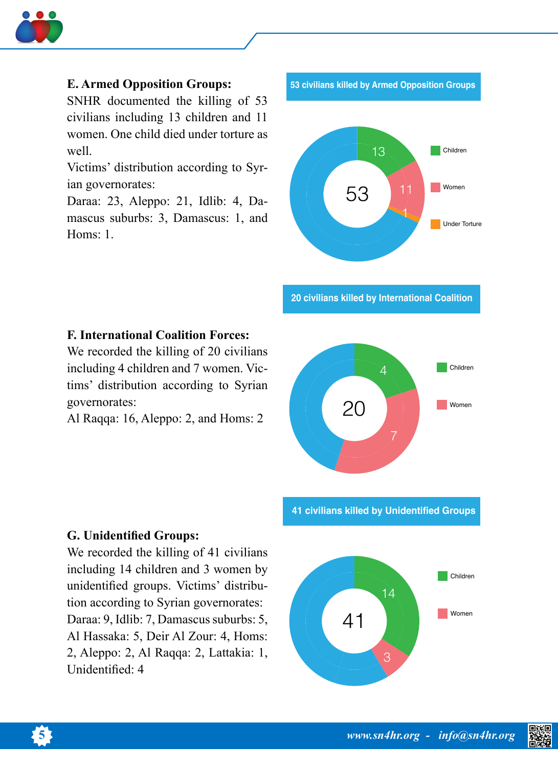**E. Armed Opposition Groups:**

SNHR documented the killing of 53 civilians including 13 children and 11 women. One child died under torture as well.

Victims' distribution according to Syrian governorates:

Daraa: 23, Aleppo: 21, Idlib: 4, Damascus suburbs: 3, Damascus: 1, and Homs: 1.

**53 civilians killed by Armed Opposition Groups**

| Category | Number |
|---|---|
| Total | 53 |
| Children | 13 |
| Women | 11 |
| Under Torture | 1 |

**F. International Coalition Forces:**

We recorded the killing of 20 civilians including 4 children and 7 women. Victims' distribution according to Syrian governorates:

Al Raqqa: 16, Aleppo: 2, and Homs: 2

**20 civilians killed by International Coalition**

| Category | Number |
|---|---|
| Total | 20 |
| Children | 4 |
| Women | 7 |

**G. Unidentified Groups:**

We recorded the killing of 41 civilians including 14 children and 3 women by unidentified groups. Victims' distribution according to Syrian governorates:

Daraa: 9, Idlib: 7, Damascus suburbs: 5, Al Hassaka: 5, Deir Al Zour: 4, Homs: 2, Aleppo: 2, Al Raqqa: 2, Lattakia: 1, Unidentified: 4

**41 civilians killed by Unidentified Groups**

| Category | Number |
|---|---|
| Total | 41 |
| Children | 14 |
| Women | 3 |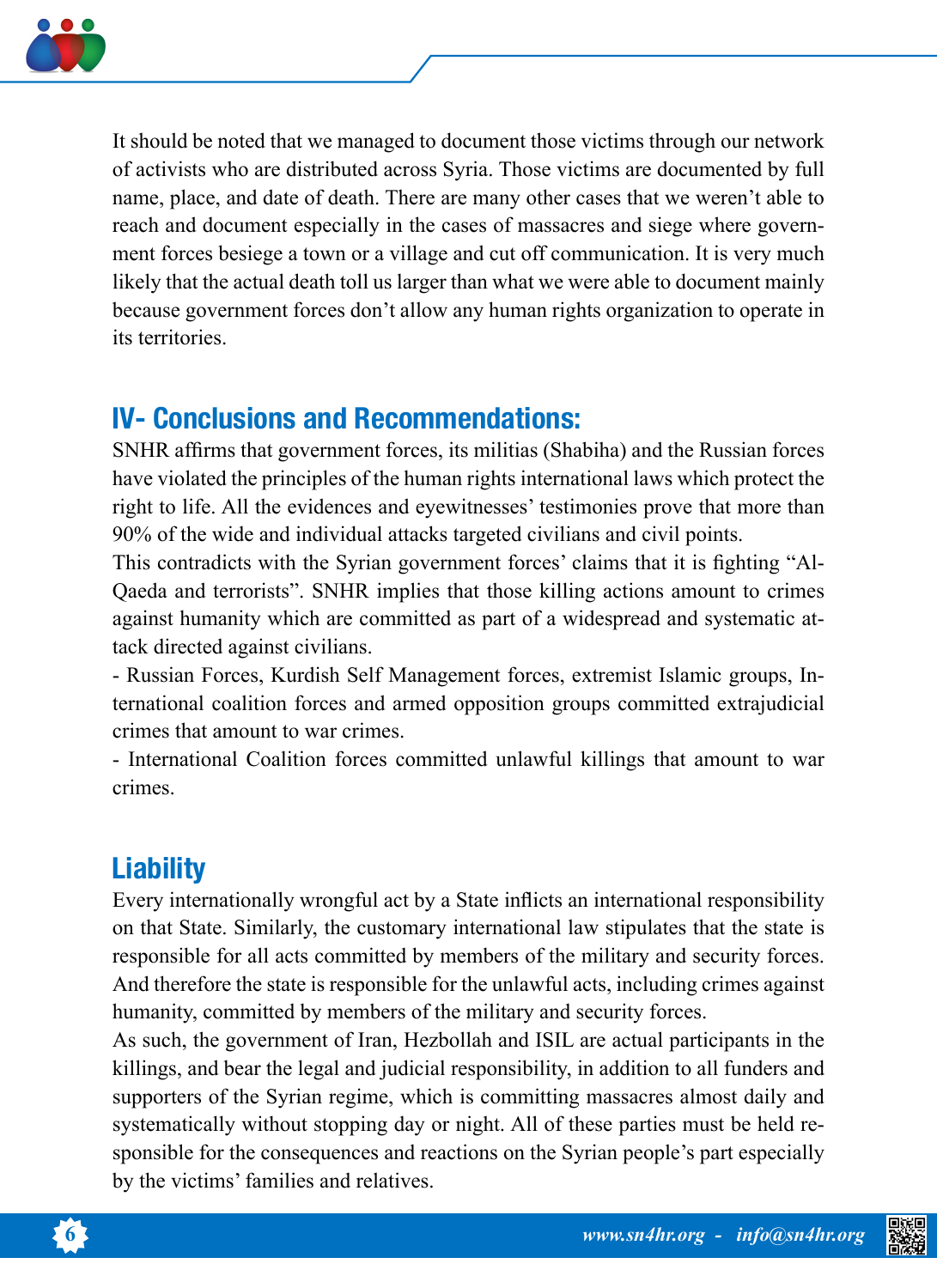It should be noted that we managed to document those victims through our network of activists who are distributed across Syria. Those victims are documented by full name, place, and date of death. There are many other cases that we weren't able to reach and document especially in the cases of massacres and siege where government forces besiege a town or a village and cut off communication. It is very much likely that the actual death toll us larger than what we were able to document mainly because government forces don't allow any human rights organization to operate in its territories.

## IV- Conclusions and Recommendations:

SNHR affirms that government forces, its militias (Shabiha) and the Russian forces have violated the principles of the human rights international laws which protect the right to life. All the evidences and eyewitnesses' testimonies prove that more than 90% of the wide and individual attacks targeted civilians and civil points.

This contradicts with the Syrian government forces' claims that it is fighting "Al-Qaeda and terrorists". SNHR implies that those killing actions amount to crimes against humanity which are committed as part of a widespread and systematic attack directed against civilians.

- Russian Forces, Kurdish Self Management forces, extremist Islamic groups, International coalition forces and armed opposition groups committed extrajudicial crimes that amount to war crimes.
- International Coalition forces committed unlawful killings that amount to war crimes.

## Liability

Every internationally wrongful act by a State inflicts an international responsibility on that State. Similarly, the customary international law stipulates that the state is responsible for all acts committed by members of the military and security forces. And therefore the state is responsible for the unlawful acts, including crimes against humanity, committed by members of the military and security forces.

As such, the government of Iran, Hezbollah and ISIL are actual participants in the killings, and bear the legal and judicial responsibility, in addition to all funders and supporters of the Syrian regime, which is committing massacres almost daily and systematically without stopping day or night. All of these parties must be held responsible for the consequences and reactions on the Syrian people's part especially by the victims' families and relatives.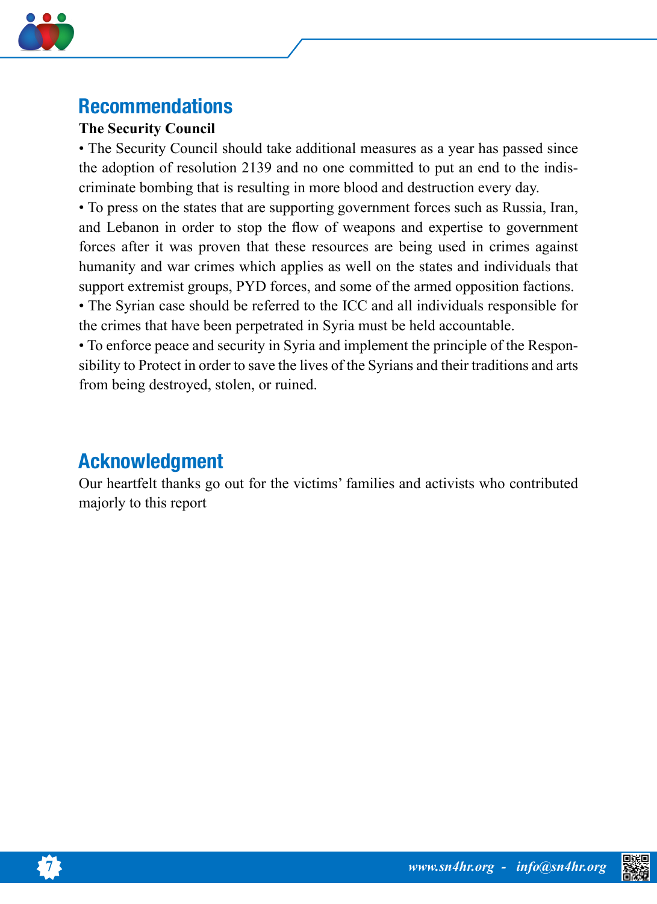## Recommendations

**The Security Council**

- The Security Council should take additional measures as a year has passed since the adoption of resolution 2139 and no one committed to put an end to the indiscriminate bombing that is resulting in more blood and destruction every day.
- To press on the states that are supporting government forces such as Russia, Iran, and Lebanon in order to stop the flow of weapons and expertise to government forces after it was proven that these resources are being used in crimes against humanity and war crimes which applies as well on the states and individuals that support extremist groups, PYD forces, and some of the armed opposition factions.
- The Syrian case should be referred to the ICC and all individuals responsible for the crimes that have been perpetrated in Syria must be held accountable.
- To enforce peace and security in Syria and implement the principle of the Responsibility to Protect in order to save the lives of the Syrians and their traditions and arts from being destroyed, stolen, or ruined.

## Acknowledgment

Our heartfelt thanks go out for the victims' families and activists who contributed majorly to this report